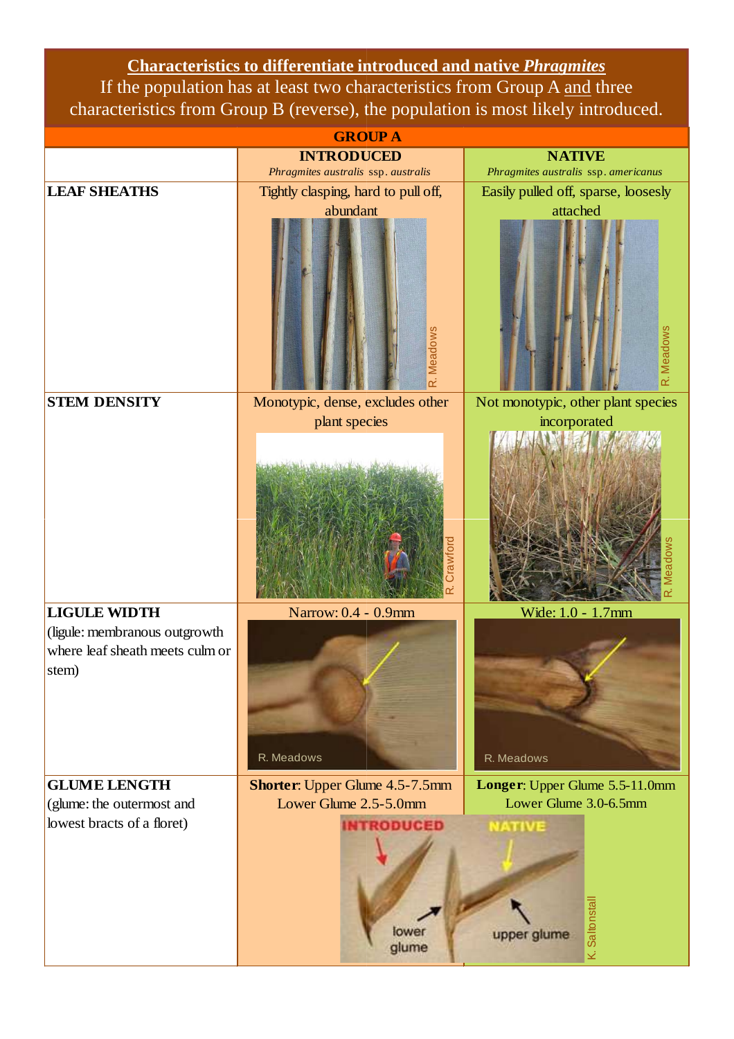## **Characteristics to differentiate introduced and native *Phragmites***

If the population has at least two characteristics from Group A and three characteristics from Group B (reverse), the population is most likely introduced.

| GROUP A | | |
|---|---|---|
| | **INTRODUCED** *Phragmites australis* ssp. *australis* | **NATIVE** *Phragmites australis* ssp. *americanus* |
| **LEAF SHEATHS** | Tightly clasping, hard to pull off, abundant | Easily pulled off, sparse, loosely attached |
| **STEM DENSITY** | Monotypic, dense, excludes other plant species | Not monotypic, other plant species incorporated |
| **LIGULE WIDTH** (ligule: membranous outgrowth where leaf sheath meets culm or stem) | Narrow: 0.4 - 0.9mm | Wide: 1.0 - 1.7mm |
| **GLUME LENGTH** (glume: the outermost and lowest bracts of a floret) | **Shorter**: Upper Glume 4.5-7.5mm Lower Glume 2.5-5.0mm | **Longer**: Upper Glume 5.5-11.0mm Lower Glume 3.0-6.5mm |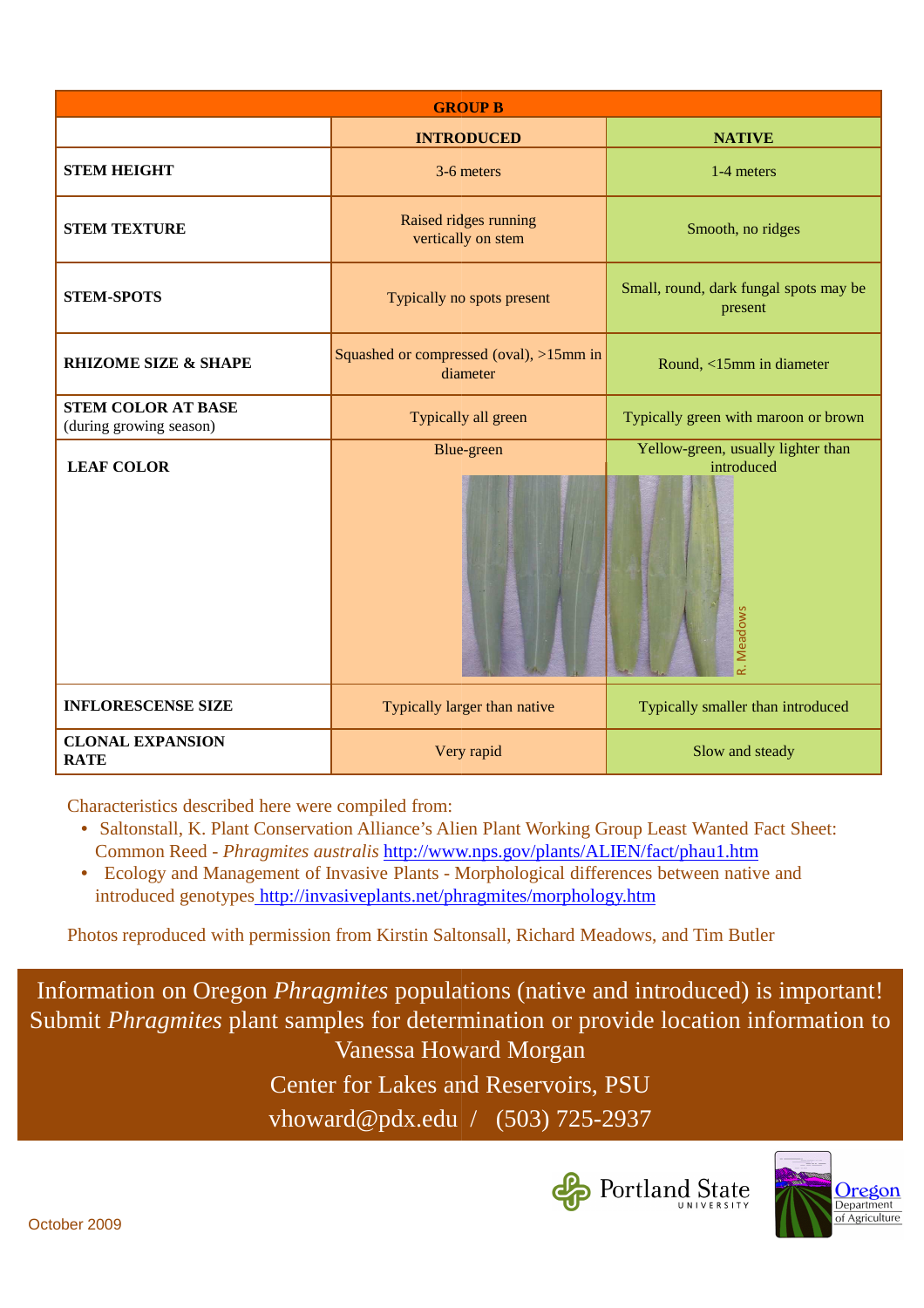| GROUP B | | |
| --- | --- | --- |
| | **INTRODUCED** | **NATIVE** |
| **STEM HEIGHT** | 3-6 meters | 1-4 meters |
| **STEM TEXTURE** | Raised ridges running vertically on stem | Smooth, no ridges |
| **STEM-SPOTS** | Typically no spots present | Small, round, dark fungal spots may be present |
| **RHIZOME SIZE & SHAPE** | Squashed or compressed (oval), >15mm in diameter | Round, <15mm in diameter |
| **STEM COLOR AT BASE** (during growing season) | Typically all green | Typically green with maroon or brown |
| **LEAF COLOR** | Blue-green | Yellow-green, usually lighter than introduced |
| **INFLORESCENSE SIZE** | Typically larger than native | Typically smaller than introduced |
| **CLONAL EXPANSION RATE** | Very rapid | Slow and steady |

R. Meadows

Characteristics described here were compiled from:

- Saltonstall, K. Plant Conservation Alliance's Alien Plant Working Group Least Wanted Fact Sheet: Common Reed - *Phragmites australis* http://www.nps.gov/plants/ALIEN/fact/phau1.htm
- Ecology and Management of Invasive Plants - Morphological differences between native and introduced genotypes http://invasiveplants.net/phragmites/morphology.htm

Photos reproduced with permission from Kirstin Saltonsall, Richard Meadows, and Tim Butler

Information on Oregon *Phragmites* populations (native and introduced) is important! Submit *Phragmites* plant samples for determination or provide location information to Vanessa Howard Morgan

Center for Lakes and Reservoirs, PSU

vhoward@pdx.edu / (503) 725-2937

Portland State UNIVERSITY

Oregon Department of Agriculture

October 2009